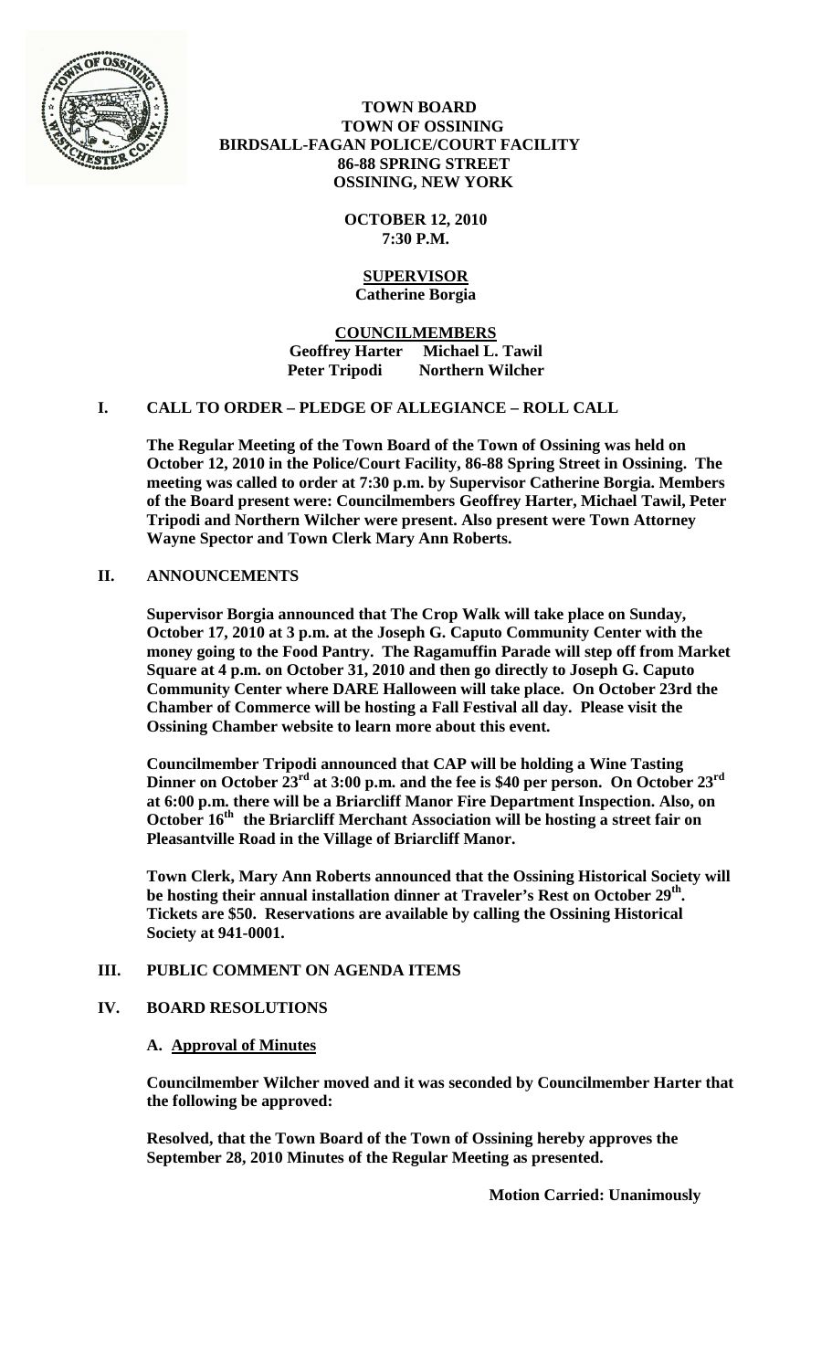# TOWN BOARD
## TOWN OF OSSINING
## BIRDSALL-FAGAN POLICE/COURT FACILITY
## 86-88 SPRING STREET
## OSSINING, NEW YORK

**OCTOBER 12, 2010**
**7:30 P.M.**

**SUPERVISOR**
**Catherine Borgia**

**COUNCILMEMBERS**
**Geoffrey Harter Michael L. Tawil**
**Peter Tripodi Northern Wilcher**

## I. CALL TO ORDER – PLEDGE OF ALLEGIANCE – ROLL CALL

**The Regular Meeting of the Town Board of the Town of Ossining was held on October 12, 2010 in the Police/Court Facility, 86-88 Spring Street in Ossining. The meeting was called to order at 7:30 p.m. by Supervisor Catherine Borgia. Members of the Board present were: Councilmembers Geoffrey Harter, Michael Tawil, Peter Tripodi and Northern Wilcher were present. Also present were Town Attorney Wayne Spector and Town Clerk Mary Ann Roberts.**

## II. ANNOUNCEMENTS

**Supervisor Borgia announced that The Crop Walk will take place on Sunday, October 17, 2010 at 3 p.m. at the Joseph G. Caputo Community Center with the money going to the Food Pantry. The Ragamuffin Parade will step off from Market Square at 4 p.m. on October 31, 2010 and then go directly to Joseph G. Caputo Community Center where DARE Halloween will take place. On October 23rd the Chamber of Commerce will be hosting a Fall Festival all day. Please visit the Ossining Chamber website to learn more about this event.**

**Councilmember Tripodi announced that CAP will be holding a Wine Tasting Dinner on October 23rd at 3:00 p.m. and the fee is $40 per person. On October 23rd at 6:00 p.m. there will be a Briarcliff Manor Fire Department Inspection. Also, on October 16th the Briarcliff Merchant Association will be hosting a street fair on Pleasantville Road in the Village of Briarcliff Manor.**

**Town Clerk, Mary Ann Roberts announced that the Ossining Historical Society will be hosting their annual installation dinner at Traveler's Rest on October 29th. Tickets are $50. Reservations are available by calling the Ossining Historical Society at 941-0001.**

## III. PUBLIC COMMENT ON AGENDA ITEMS

## IV. BOARD RESOLUTIONS

### A. Approval of Minutes

**Councilmember Wilcher moved and it was seconded by Councilmember Harter that the following be approved:**

**Resolved, that the Town Board of the Town of Ossining hereby approves the September 28, 2010 Minutes of the Regular Meeting as presented.**

**Motion Carried: Unanimously**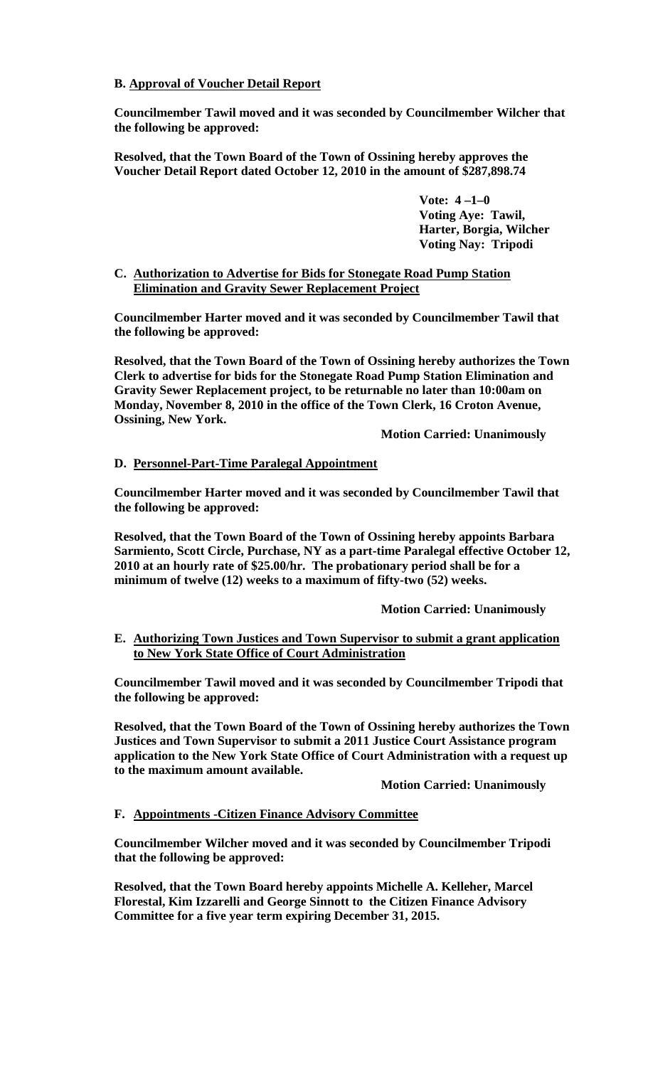**B. Approval of Voucher Detail Report**

**Councilmember Tawil moved and it was seconded by Councilmember Wilcher that the following be approved:**

**Resolved, that the Town Board of the Town of Ossining hereby approves the Voucher Detail Report dated October 12, 2010 in the amount of $287,898.74**

**Vote: 4 –1–0**
**Voting Aye: Tawil, Harter, Borgia, Wilcher**
**Voting Nay: Tripodi**

**C. Authorization to Advertise for Bids for Stonegate Road Pump Station Elimination and Gravity Sewer Replacement Project**

**Councilmember Harter moved and it was seconded by Councilmember Tawil that the following be approved:**

**Resolved, that the Town Board of the Town of Ossining hereby authorizes the Town Clerk to advertise for bids for the Stonegate Road Pump Station Elimination and Gravity Sewer Replacement project, to be returnable no later than 10:00am on Monday, November 8, 2010 in the office of the Town Clerk, 16 Croton Avenue, Ossining, New York.**

**Motion Carried: Unanimously**

**D. Personnel-Part-Time Paralegal Appointment**

**Councilmember Harter moved and it was seconded by Councilmember Tawil that the following be approved:**

**Resolved, that the Town Board of the Town of Ossining hereby appoints Barbara Sarmiento, Scott Circle, Purchase, NY as a part-time Paralegal effective October 12, 2010 at an hourly rate of $25.00/hr. The probationary period shall be for a minimum of twelve (12) weeks to a maximum of fifty-two (52) weeks.**

**Motion Carried: Unanimously**

**E. Authorizing Town Justices and Town Supervisor to submit a grant application to New York State Office of Court Administration**

**Councilmember Tawil moved and it was seconded by Councilmember Tripodi that the following be approved:**

**Resolved, that the Town Board of the Town of Ossining hereby authorizes the Town Justices and Town Supervisor to submit a 2011 Justice Court Assistance program application to the New York State Office of Court Administration with a request up to the maximum amount available.**

**Motion Carried: Unanimously**

**F. Appointments -Citizen Finance Advisory Committee**

**Councilmember Wilcher moved and it was seconded by Councilmember Tripodi that the following be approved:**

**Resolved, that the Town Board hereby appoints Michelle A. Kelleher, Marcel Florestal, Kim Izzarelli and George Sinnott to the Citizen Finance Advisory Committee for a five year term expiring December 31, 2015.**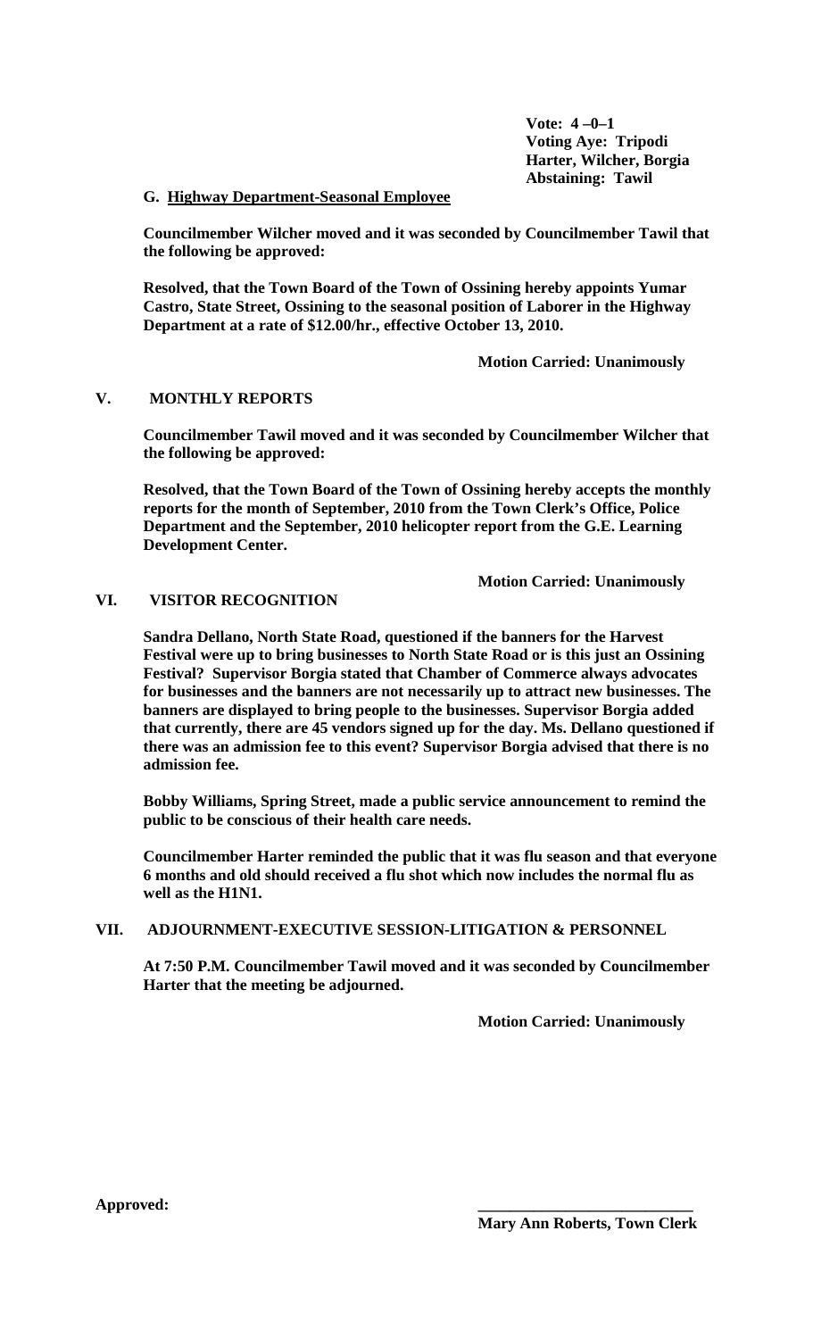**Vote: 4 –0–1**
**Voting Aye: Tripodi**
**Harter, Wilcher, Borgia**
**Abstaining: Tawil**

**G. Highway Department-Seasonal Employee**

**Councilmember Wilcher moved and it was seconded by Councilmember Tawil that the following be approved:**

**Resolved, that the Town Board of the Town of Ossining hereby appoints Yumar Castro, State Street, Ossining to the seasonal position of Laborer in the Highway Department at a rate of $12.00/hr., effective October 13, 2010.**

**Motion Carried: Unanimously**

## V. MONTHLY REPORTS

**Councilmember Tawil moved and it was seconded by Councilmember Wilcher that the following be approved:**

**Resolved, that the Town Board of the Town of Ossining hereby accepts the monthly reports for the month of September, 2010 from the Town Clerk's Office, Police Department and the September, 2010 helicopter report from the G.E. Learning Development Center.**

**Motion Carried: Unanimously**

## VI. VISITOR RECOGNITION

**Sandra Dellano, North State Road, questioned if the banners for the Harvest Festival were up to bring businesses to North State Road or is this just an Ossining Festival? Supervisor Borgia stated that Chamber of Commerce always advocates for businesses and the banners are not necessarily up to attract new businesses. The banners are displayed to bring people to the businesses. Supervisor Borgia added that currently, there are 45 vendors signed up for the day. Ms. Dellano questioned if there was an admission fee to this event? Supervisor Borgia advised that there is no admission fee.**

**Bobby Williams, Spring Street, made a public service announcement to remind the public to be conscious of their health care needs.**

**Councilmember Harter reminded the public that it was flu season and that everyone 6 months and old should received a flu shot which now includes the normal flu as well as the H1N1.**

## VII. ADJOURNMENT-EXECUTIVE SESSION-LITIGATION & PERSONNEL

**At 7:50 P.M. Councilmember Tawil moved and it was seconded by Councilmember Harter that the meeting be adjourned.**

**Motion Carried: Unanimously**

**Approved:** \_\_\_\_\_\_\_\_\_\_\_\_\_\_\_\_\_\_\_\_\_\_\_\_\_\_

**Mary Ann Roberts, Town Clerk**